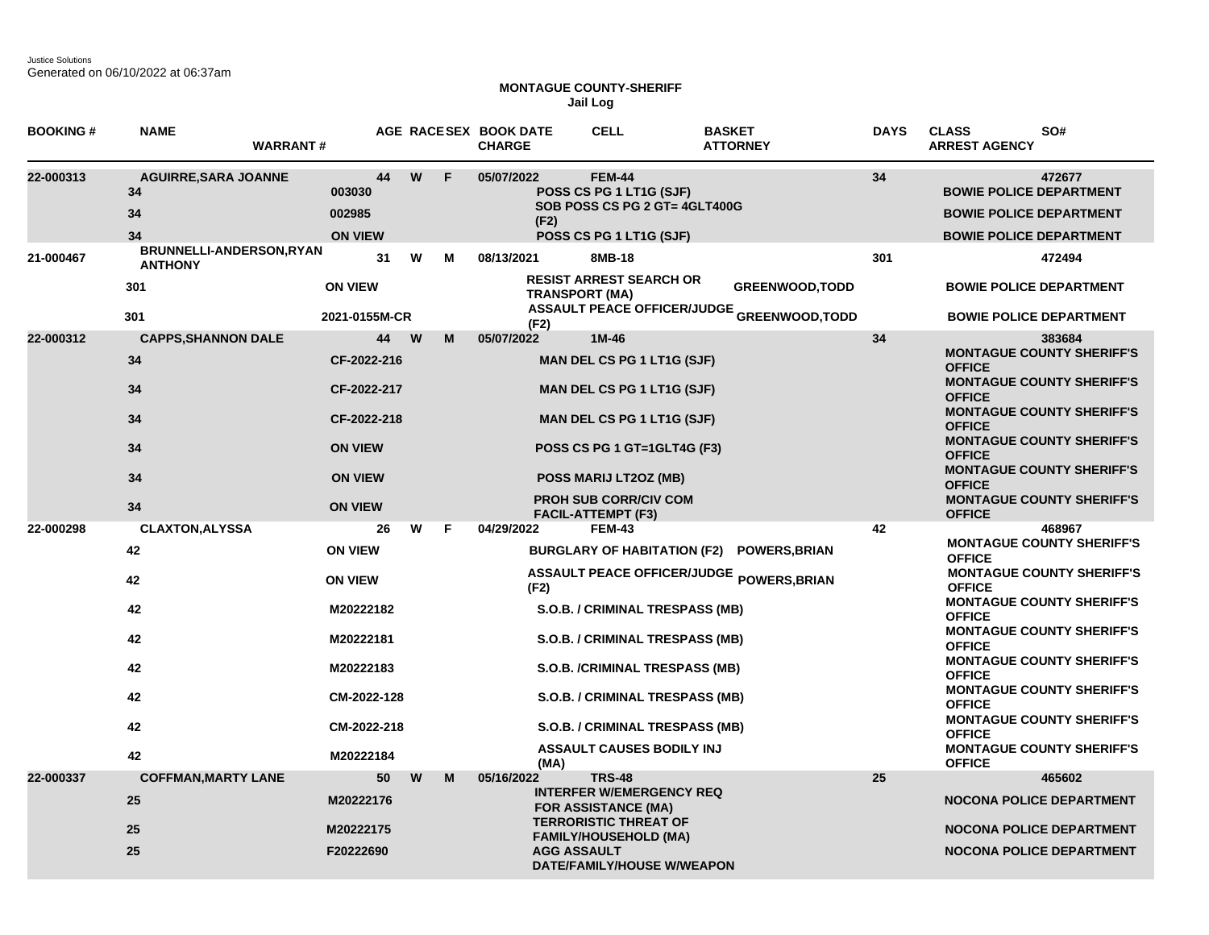Justice Solutions
Generated on 06/10/2022 at 06:37am

**MONTAGUE COUNTY-SHERIFF**
**Jail Log**

| BOOKING # | NAME / WARRANT # | | AGE | RACE | SEX | BOOK DATE / CHARGE | CELL | BASKET / ATTORNEY | DAYS | CLASS / ARREST AGENCY | SO# |
|---|---|---|---|---|---|---|---|---|---|---|---|
| 22-000313 | AGUIRRE,SARA JOANNE | | 44 | W | F | 05/07/2022 | FEM-44 | | 34 | | 472677 |
| | 34 | 003030 | | | | POSS CS PG 1 LT1G (SJF) | | | | BOWIE POLICE DEPARTMENT | |
| | 34 | 002985 | | | | SOB POSS CS PG 2 GT= 4GLT400G (F2) | | | | BOWIE POLICE DEPARTMENT | |
| | 34 | ON VIEW | | | | POSS CS PG 1 LT1G (SJF) | | | | BOWIE POLICE DEPARTMENT | |
| 21-000467 | BRUNNELLI-ANDERSON,RYAN ANTHONY | | 31 | W | M | 08/13/2021 | 8MB-18 | | 301 | | 472494 |
| | 301 | ON VIEW | | | | RESIST ARREST SEARCH OR TRANSPORT (MA) | | GREENWOOD,TODD | | BOWIE POLICE DEPARTMENT | |
| | 301 | 2021-0155M-CR | | | | ASSAULT PEACE OFFICER/JUDGE (F2) | | GREENWOOD,TODD | | BOWIE POLICE DEPARTMENT | |
| 22-000312 | CAPPS,SHANNON DALE | | 44 | W | M | 05/07/2022 | 1M-46 | | 34 | | 383684 |
| | 34 | CF-2022-216 | | | | MAN DEL CS PG 1 LT1G (SJF) | | | | MONTAGUE COUNTY SHERIFF'S OFFICE | |
| | 34 | CF-2022-217 | | | | MAN DEL CS PG 1 LT1G (SJF) | | | | MONTAGUE COUNTY SHERIFF'S OFFICE | |
| | 34 | CF-2022-218 | | | | MAN DEL CS PG 1 LT1G (SJF) | | | | MONTAGUE COUNTY SHERIFF'S OFFICE | |
| | 34 | ON VIEW | | | | POSS CS PG 1 GT=1GLT4G (F3) | | | | MONTAGUE COUNTY SHERIFF'S OFFICE | |
| | 34 | ON VIEW | | | | POSS MARIJ LT2OZ (MB) | | | | MONTAGUE COUNTY SHERIFF'S OFFICE | |
| | 34 | ON VIEW | | | | PROH SUB CORR/CIV COM FACIL-ATTEMPT (F3) | | | | MONTAGUE COUNTY SHERIFF'S OFFICE | |
| 22-000298 | CLAXTON,ALYSSA | | 26 | W | F | 04/29/2022 | FEM-43 | | 42 | | 468967 |
| | 42 | ON VIEW | | | | BURGLARY OF HABITATION (F2) | | POWERS,BRIAN | | MONTAGUE COUNTY SHERIFF'S OFFICE | |
| | 42 | ON VIEW | | | | ASSAULT PEACE OFFICER/JUDGE (F2) | | POWERS,BRIAN | | MONTAGUE COUNTY SHERIFF'S OFFICE | |
| | 42 | M20222182 | | | | S.O.B. / CRIMINAL TRESPASS (MB) | | | | MONTAGUE COUNTY SHERIFF'S OFFICE | |
| | 42 | M20222181 | | | | S.O.B. / CRIMINAL TRESPASS (MB) | | | | MONTAGUE COUNTY SHERIFF'S OFFICE | |
| | 42 | M20222183 | | | | S.O.B. /CRIMINAL TRESPASS (MB) | | | | MONTAGUE COUNTY SHERIFF'S OFFICE | |
| | 42 | CM-2022-128 | | | | S.O.B. / CRIMINAL TRESPASS (MB) | | | | MONTAGUE COUNTY SHERIFF'S OFFICE | |
| | 42 | CM-2022-218 | | | | S.O.B. / CRIMINAL TRESPASS (MB) | | | | MONTAGUE COUNTY SHERIFF'S OFFICE | |
| | 42 | M20222184 | | | | ASSAULT CAUSES BODILY INJ (MA) | | | | MONTAGUE COUNTY SHERIFF'S OFFICE | |
| 22-000337 | COFFMAN,MARTY LANE | | 50 | W | M | 05/16/2022 | TRS-48 | | 25 | | 465602 |
| | 25 | M20222176 | | | | INTERFER W/EMERGENCY REQ FOR ASSISTANCE (MA) | | | | NOCONA POLICE DEPARTMENT | |
| | 25 | M20222175 | | | | TERRORISTIC THREAT OF FAMILY/HOUSEHOLD (MA) | | | | NOCONA POLICE DEPARTMENT | |
| | 25 | F20222690 | | | | AGG ASSAULT DATE/FAMILY/HOUSE W/WEAPON | | | | NOCONA POLICE DEPARTMENT | |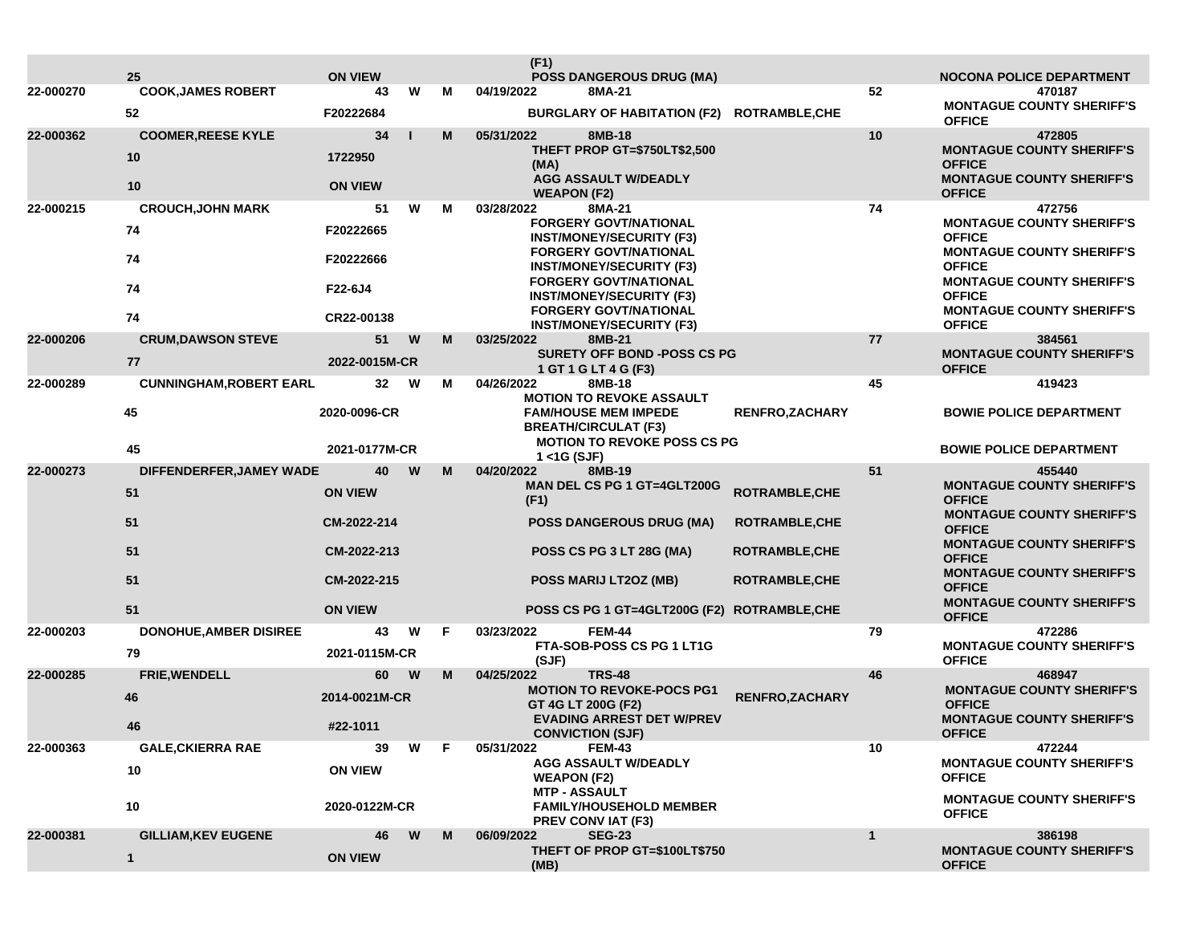| | | | | | | | | | | |
|---|---|---|---|---|---|---|---|---|---|---|
| | 25 | ON VIEW | | | | | (F1) POSS DANGEROUS DRUG (MA) | | | NOCONA POLICE DEPARTMENT |
| 22-000270 | COOK,JAMES ROBERT | | 43 | W | M | 04/19/2022 | 8MA-21 | | 52 | 470187 |
| | 52 | F20222684 | | | | | BURGLARY OF HABITATION (F2) | ROTRAMBLE,CHE | | MONTAGUE COUNTY SHERIFF'S OFFICE |
| 22-000362 | COOMER,REESE KYLE | | 34 | I | M | 05/31/2022 | 8MB-18 | | 10 | 472805 |
| | 10 | 1722950 | | | | | THEFT PROP GT=$750LT$2,500 (MA) | | | MONTAGUE COUNTY SHERIFF'S OFFICE |
| | 10 | ON VIEW | | | | | AGG ASSAULT W/DEADLY WEAPON (F2) | | | MONTAGUE COUNTY SHERIFF'S OFFICE |
| 22-000215 | CROUCH,JOHN MARK | | 51 | W | M | 03/28/2022 | 8MA-21 | | 74 | 472756 |
| | 74 | F20222665 | | | | | FORGERY GOVT/NATIONAL INST/MONEY/SECURITY (F3) | | | MONTAGUE COUNTY SHERIFF'S OFFICE |
| | 74 | F20222666 | | | | | FORGERY GOVT/NATIONAL INST/MONEY/SECURITY (F3) | | | MONTAGUE COUNTY SHERIFF'S OFFICE |
| | 74 | F22-6J4 | | | | | FORGERY GOVT/NATIONAL INST/MONEY/SECURITY (F3) | | | MONTAGUE COUNTY SHERIFF'S OFFICE |
| | 74 | CR22-00138 | | | | | FORGERY GOVT/NATIONAL INST/MONEY/SECURITY (F3) | | | MONTAGUE COUNTY SHERIFF'S OFFICE |
| 22-000206 | CRUM,DAWSON STEVE | | 51 | W | M | 03/25/2022 | 8MB-21 | | 77 | 384561 |
| | 77 | 2022-0015M-CR | | | | | SURETY OFF BOND -POSS CS PG 1 GT 1 G LT 4 G (F3) | | | MONTAGUE COUNTY SHERIFF'S OFFICE |
| 22-000289 | CUNNINGHAM,ROBERT EARL | | 32 | W | M | 04/26/2022 | 8MB-18 | | 45 | 419423 |
| | 45 | 2020-0096-CR | | | | | MOTION TO REVOKE ASSAULT FAM/HOUSE MEM IMPEDE BREATH/CIRCULAT (F3) | RENFRO,ZACHARY | | BOWIE POLICE DEPARTMENT |
| | 45 | 2021-0177M-CR | | | | | MOTION TO REVOKE POSS CS PG 1 <1G (SJF) | | | BOWIE POLICE DEPARTMENT |
| 22-000273 | DIFFENDERFER,JAMEY WADE | | 40 | W | M | 04/20/2022 | 8MB-19 | | 51 | 455440 |
| | 51 | ON VIEW | | | | | MAN DEL CS PG 1 GT=4GLT200G (F1) | ROTRAMBLE,CHE | | MONTAGUE COUNTY SHERIFF'S OFFICE |
| | 51 | CM-2022-214 | | | | | POSS DANGEROUS DRUG (MA) | ROTRAMBLE,CHE | | MONTAGUE COUNTY SHERIFF'S OFFICE |
| | 51 | CM-2022-213 | | | | | POSS CS PG 3 LT 28G (MA) | ROTRAMBLE,CHE | | MONTAGUE COUNTY SHERIFF'S OFFICE |
| | 51 | CM-2022-215 | | | | | POSS MARIJ LT2OZ (MB) | ROTRAMBLE,CHE | | MONTAGUE COUNTY SHERIFF'S OFFICE |
| | 51 | ON VIEW | | | | | POSS CS PG 1 GT=4GLT200G (F2) | ROTRAMBLE,CHE | | MONTAGUE COUNTY SHERIFF'S OFFICE |
| 22-000203 | DONOHUE,AMBER DISIREE | | 43 | W | F | 03/23/2022 | FEM-44 | | 79 | 472286 |
| | 79 | 2021-0115M-CR | | | | | FTA-SOB-POSS CS PG 1 LT1G (SJF) | | | MONTAGUE COUNTY SHERIFF'S OFFICE |
| 22-000285 | FRIE,WENDELL | | 60 | W | M | 04/25/2022 | TRS-48 | | 46 | 468947 |
| | 46 | 2014-0021M-CR | | | | | MOTION TO REVOKE-POCS PG1 GT 4G LT 200G (F2) | RENFRO,ZACHARY | | MONTAGUE COUNTY SHERIFF'S OFFICE |
| | 46 | #22-1011 | | | | | EVADING ARREST DET W/PREV CONVICTION (SJF) | | | MONTAGUE COUNTY SHERIFF'S OFFICE |
| 22-000363 | GALE,CKIERRA RAE | | 39 | W | F | 05/31/2022 | FEM-43 | | 10 | 472244 |
| | 10 | ON VIEW | | | | | AGG ASSAULT W/DEADLY WEAPON (F2) | | | MONTAGUE COUNTY SHERIFF'S OFFICE |
| | 10 | 2020-0122M-CR | | | | | MTP - ASSAULT FAMILY/HOUSEHOLD MEMBER PREV CONV IAT (F3) | | | MONTAGUE COUNTY SHERIFF'S OFFICE |
| 22-000381 | GILLIAM,KEV EUGENE | | 46 | W | M | 06/09/2022 | SEG-23 | | 1 | 386198 |
| | 1 | ON VIEW | | | | | THEFT OF PROP GT=$100LT$750 (MB) | | | MONTAGUE COUNTY SHERIFF'S OFFICE |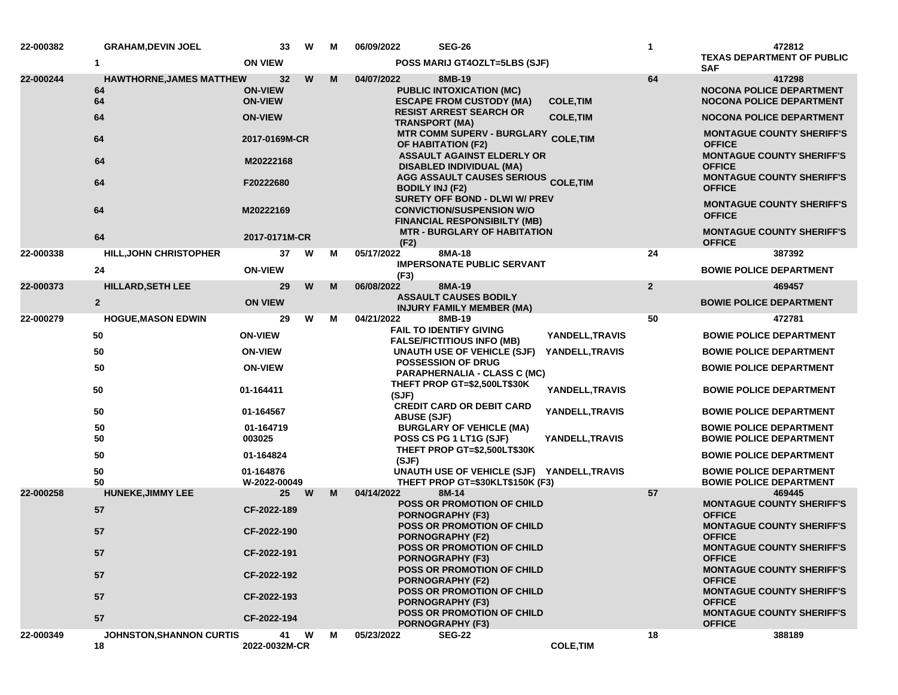| | | | | | | | | | |
|---|---|---|---|---|---|---|---|---|---|
| 22-000382 | GRAHAM,DEVIN JOEL | 33 | W | M | 06/09/2022 | SEG-26 | | 1 | 472812 |
| | 1 | ON VIEW | | | | POSS MARIJ GT4OZLT=5LBS (SJF) | | | TEXAS DEPARTMENT OF PUBLIC SAF |
| 22-000244 | HAWTHORNE,JAMES MATTHEW | 32 | W | M | 04/07/2022 | 8MB-19 | | 64 | 417298 |
| | 64 | ON-VIEW | | | | PUBLIC INTOXICATION (MC) | | | NOCONA POLICE DEPARTMENT |
| | 64 | ON-VIEW | | | | ESCAPE FROM CUSTODY (MA) | COLE,TIM | | NOCONA POLICE DEPARTMENT |
| | 64 | ON-VIEW | | | | RESIST ARREST SEARCH OR TRANSPORT (MA) | COLE,TIM | | NOCONA POLICE DEPARTMENT |
| | 64 | 2017-0169M-CR | | | | MTR COMM SUPERV - BURGLARY OF HABITATION (F2) | COLE,TIM | | MONTAGUE COUNTY SHERIFF'S OFFICE |
| | 64 | M20222168 | | | | ASSAULT AGAINST ELDERLY OR DISABLED INDIVIDUAL (MA) | | | MONTAGUE COUNTY SHERIFF'S OFFICE |
| | 64 | F20222680 | | | | AGG ASSAULT CAUSES SERIOUS BODILY INJ (F2) | COLE,TIM | | MONTAGUE COUNTY SHERIFF'S OFFICE |
| | 64 | M20222169 | | | | SURETY OFF BOND - DLWI W/ PREV CONVICTION/SUSPENSION W/O FINANCIAL RESPONSIBILTY (MB) | | | MONTAGUE COUNTY SHERIFF'S OFFICE |
| | 64 | 2017-0171M-CR | | | | MTR - BURGLARY OF HABITATION (F2) | | | MONTAGUE COUNTY SHERIFF'S OFFICE |
| 22-000338 | HILL,JOHN CHRISTOPHER | 37 | W | M | 05/17/2022 | 8MA-18 | | 24 | 387392 |
| | 24 | ON-VIEW | | | | IMPERSONATE PUBLIC SERVANT (F3) | | | BOWIE POLICE DEPARTMENT |
| 22-000373 | HILLARD,SETH LEE | 29 | W | M | 06/08/2022 | 8MA-19 | | 2 | 469457 |
| | 2 | ON VIEW | | | | ASSAULT CAUSES BODILY INJURY FAMILY MEMBER (MA) | | | BOWIE POLICE DEPARTMENT |
| 22-000279 | HOGUE,MASON EDWIN | 29 | W | M | 04/21/2022 | 8MB-19 | | 50 | 472781 |
| | 50 | ON-VIEW | | | | FAIL TO IDENTIFY GIVING FALSE/FICTITIOUS INFO (MB) | YANDELL,TRAVIS | | BOWIE POLICE DEPARTMENT |
| | 50 | ON-VIEW | | | | UNAUTH USE OF VEHICLE (SJF) | YANDELL,TRAVIS | | BOWIE POLICE DEPARTMENT |
| | 50 | ON-VIEW | | | | POSSESSION OF DRUG PARAPHERNALIA - CLASS C (MC) | | | BOWIE POLICE DEPARTMENT |
| | 50 | 01-164411 | | | | THEFT PROP GT=$2,500LT$30K (SJF) | YANDELL,TRAVIS | | BOWIE POLICE DEPARTMENT |
| | 50 | 01-164567 | | | | CREDIT CARD OR DEBIT CARD ABUSE (SJF) | YANDELL,TRAVIS | | BOWIE POLICE DEPARTMENT |
| | 50 | 01-164719 | | | | BURGLARY OF VEHICLE (MA) | | | BOWIE POLICE DEPARTMENT |
| | 50 | 003025 | | | | POSS CS PG 1 LT1G (SJF) | YANDELL,TRAVIS | | BOWIE POLICE DEPARTMENT |
| | 50 | 01-164824 | | | | THEFT PROP GT=$2,500LT$30K (SJF) | | | BOWIE POLICE DEPARTMENT |
| | 50 | 01-164876 | | | | UNAUTH USE OF VEHICLE (SJF) | YANDELL,TRAVIS | | BOWIE POLICE DEPARTMENT |
| | 50 | W-2022-00049 | | | | THEFT PROP GT=$30KLT$150K (F3) | | | BOWIE POLICE DEPARTMENT |
| 22-000258 | HUNEKE,JIMMY LEE | 25 | W | M | 04/14/2022 | 8M-14 | | 57 | 469445 |
| | 57 | CF-2022-189 | | | | POSS OR PROMOTION OF CHILD PORNOGRAPHY (F3) | | | MONTAGUE COUNTY SHERIFF'S OFFICE |
| | 57 | CF-2022-190 | | | | POSS OR PROMOTION OF CHILD PORNOGRAPHY (F2) | | | MONTAGUE COUNTY SHERIFF'S OFFICE |
| | 57 | CF-2022-191 | | | | POSS OR PROMOTION OF CHILD PORNOGRAPHY (F3) | | | MONTAGUE COUNTY SHERIFF'S OFFICE |
| | 57 | CF-2022-192 | | | | POSS OR PROMOTION OF CHILD PORNOGRAPHY (F2) | | | MONTAGUE COUNTY SHERIFF'S OFFICE |
| | 57 | CF-2022-193 | | | | POSS OR PROMOTION OF CHILD PORNOGRAPHY (F3) | | | MONTAGUE COUNTY SHERIFF'S OFFICE |
| | 57 | CF-2022-194 | | | | POSS OR PROMOTION OF CHILD PORNOGRAPHY (F3) | | | MONTAGUE COUNTY SHERIFF'S OFFICE |
| 22-000349 | JOHNSTON,SHANNON CURTIS | 41 | W | M | 05/23/2022 | SEG-22 | | 18 | 388189 |
| | 18 | 2022-0032M-CR | | | | | COLE,TIM | | |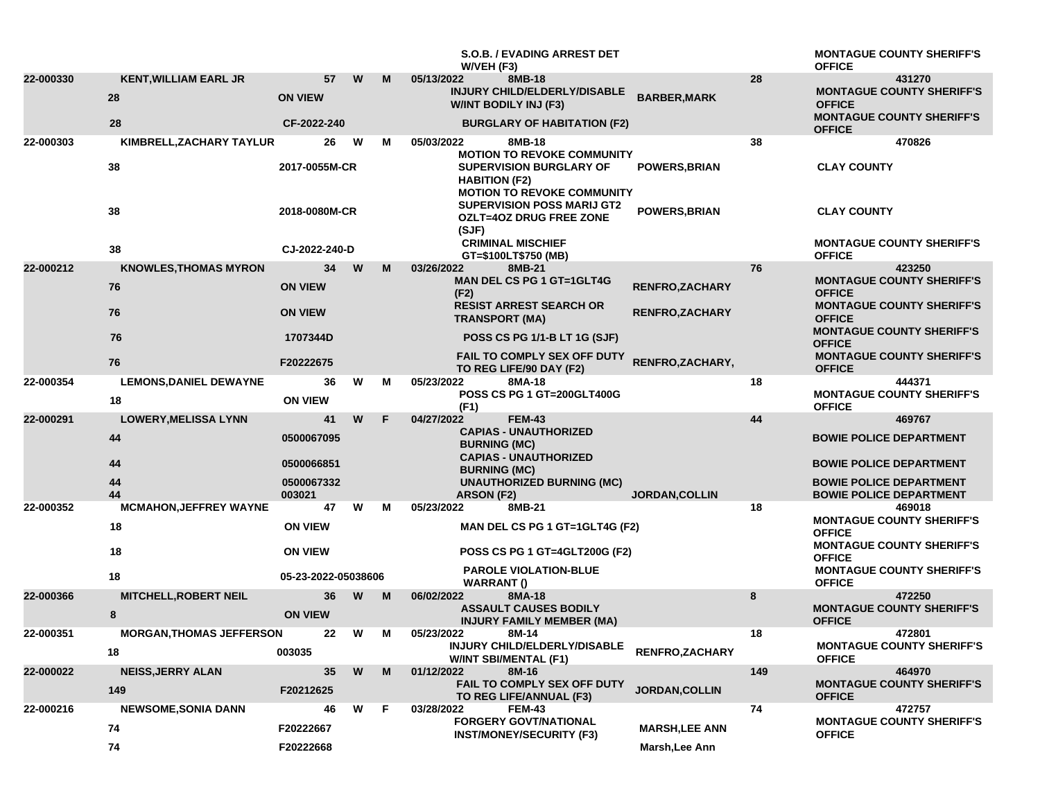| | | | | | | | | | |
|---|---|---|---|---|---|---|---|---|---|
| | | | | | | S.O.B. / EVADING ARREST DET W/VEH (F3) | | | MONTAGUE COUNTY SHERIFF'S OFFICE |
| 22-000330 | KENT,WILLIAM EARL JR | 57 | W | M | 05/13/2022 | 8MB-18 | | 28 | 431270 |
| | 28 | ON VIEW | | | | INJURY CHILD/ELDERLY/DISABLE W/INT BODILY INJ (F3) | BARBER,MARK | | MONTAGUE COUNTY SHERIFF'S OFFICE |
| | 28 | CF-2022-240 | | | | BURGLARY OF HABITATION (F2) | | | MONTAGUE COUNTY SHERIFF'S OFFICE |
| 22-000303 | KIMBRELL,ZACHARY TAYLUR | 26 | W | M | 05/03/2022 | 8MB-18 | | 38 | 470826 |
| | 38 | 2017-0055M-CR | | | | MOTION TO REVOKE COMMUNITY SUPERVISION BURGLARY OF HABITION (F2) | POWERS,BRIAN | | CLAY COUNTY |
| | 38 | 2018-0080M-CR | | | | MOTION TO REVOKE COMMUNITY SUPERVISION POSS MARIJ GT2 OZLT=4OZ DRUG FREE ZONE (SJF) | POWERS,BRIAN | | CLAY COUNTY |
| | 38 | CJ-2022-240-D | | | | CRIMINAL MISCHIEF GT=$100LT$750 (MB) | | | MONTAGUE COUNTY SHERIFF'S OFFICE |
| 22-000212 | KNOWLES,THOMAS MYRON | 34 | W | M | 03/26/2022 | 8MB-21 | | 76 | 423250 |
| | 76 | ON VIEW | | | | MAN DEL CS PG 1 GT=1GLT4G (F2) | RENFRO,ZACHARY | | MONTAGUE COUNTY SHERIFF'S OFFICE |
| | 76 | ON VIEW | | | | RESIST ARREST SEARCH OR TRANSPORT (MA) | RENFRO,ZACHARY | | MONTAGUE COUNTY SHERIFF'S OFFICE |
| | 76 | 1707344D | | | | POSS CS PG 1/1-B LT 1G (SJF) | | | MONTAGUE COUNTY SHERIFF'S OFFICE |
| | 76 | F20222675 | | | | FAIL TO COMPLY SEX OFF DUTY TO REG LIFE/90 DAY (F2) | RENFRO,ZACHARY, | | MONTAGUE COUNTY SHERIFF'S OFFICE |
| 22-000354 | LEMONS,DANIEL DEWAYNE | 36 | W | M | 05/23/2022 | 8MA-18 | | 18 | 444371 |
| | 18 | ON VIEW | | | | POSS CS PG 1 GT=200GLT400G (F1) | | | MONTAGUE COUNTY SHERIFF'S OFFICE |
| 22-000291 | LOWERY,MELISSA LYNN | 41 | W | F | 04/27/2022 | FEM-43 | | 44 | 469767 |
| | 44 | 0500067095 | | | | CAPIAS - UNAUTHORIZED BURNING (MC) | | | BOWIE POLICE DEPARTMENT |
| | 44 | 0500066851 | | | | CAPIAS - UNAUTHORIZED BURNING (MC) | | | BOWIE POLICE DEPARTMENT |
| | 44 | 0500067332 | | | | UNAUTHORIZED BURNING (MC) | | | BOWIE POLICE DEPARTMENT |
| | 44 | 003021 | | | | ARSON (F2) | JORDAN,COLLIN | | BOWIE POLICE DEPARTMENT |
| 22-000352 | MCMAHON,JEFFREY WAYNE | 47 | W | M | 05/23/2022 | 8MB-21 | | 18 | 469018 |
| | 18 | ON VIEW | | | | MAN DEL CS PG 1 GT=1GLT4G (F2) | | | MONTAGUE COUNTY SHERIFF'S OFFICE |
| | 18 | ON VIEW | | | | POSS CS PG 1 GT=4GLT200G (F2) | | | MONTAGUE COUNTY SHERIFF'S OFFICE |
| | 18 | 05-23-2022-05038606 | | | | PAROLE VIOLATION-BLUE WARRANT () | | | MONTAGUE COUNTY SHERIFF'S OFFICE |
| 22-000366 | MITCHELL,ROBERT NEIL | 36 | W | M | 06/02/2022 | 8MA-18 | | 8 | 472250 |
| | 8 | ON VIEW | | | | ASSAULT CAUSES BODILY INJURY FAMILY MEMBER (MA) | | | MONTAGUE COUNTY SHERIFF'S OFFICE |
| 22-000351 | MORGAN,THOMAS JEFFERSON | 22 | W | M | 05/23/2022 | 8M-14 | | 18 | 472801 |
| | 18 | 003035 | | | | INJURY CHILD/ELDERLY/DISABLE W/INT SBI/MENTAL (F1) | RENFRO,ZACHARY | | MONTAGUE COUNTY SHERIFF'S OFFICE |
| 22-000022 | NEISS,JERRY ALAN | 35 | W | M | 01/12/2022 | 8M-16 | | 149 | 464970 |
| | 149 | F20212625 | | | | FAIL TO COMPLY SEX OFF DUTY TO REG LIFE/ANNUAL (F3) | JORDAN,COLLIN | | MONTAGUE COUNTY SHERIFF'S OFFICE |
| 22-000216 | NEWSOME,SONIA DANN | 46 | W | F | 03/28/2022 | FEM-43 | | 74 | 472757 |
| | 74 | F20222667 | | | | FORGERY GOVT/NATIONAL INST/MONEY/SECURITY (F3) | MARSH,LEE ANN | | MONTAGUE COUNTY SHERIFF'S OFFICE |
| | 74 | F20222668 | | | | | Marsh,Lee Ann | | |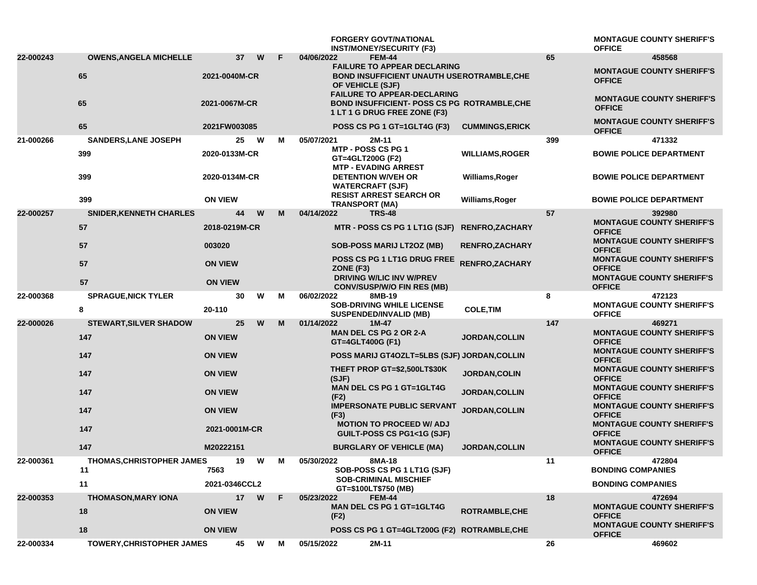| | | | | | | | | | |
|---|---|---|---|---|---|---|---|---|---|
| | | | | | | FORGERY GOVT/NATIONAL INST/MONEY/SECURITY (F3) | | | MONTAGUE COUNTY SHERIFF'S OFFICE |
| 22-000243 | OWENS,ANGELA MICHELLE | 37 | W | F | 04/06/2022 | FEM-44 | | 65 | 458568 |
| | 65 | 2021-0040M-CR | | | | FAILURE TO APPEAR DECLARING BOND INSUFFICIENT UNAUTH USE OF VEHICLE (SJF) | ROTRAMBLE,CHE | | MONTAGUE COUNTY SHERIFF'S OFFICE |
| | 65 | 2021-0067M-CR | | | | FAILURE TO APPEAR-DECLARING BOND INSUFFICIENT- POSS CS PG 1 LT 1 G DRUG FREE ZONE (F3) | ROTRAMBLE,CHE | | MONTAGUE COUNTY SHERIFF'S OFFICE |
| | 65 | 2021FW003085 | | | | POSS CS PG 1 GT=1GLT4G (F3) | CUMMINGS,ERICK | | MONTAGUE COUNTY SHERIFF'S OFFICE |
| 21-000266 | SANDERS,LANE JOSEPH | 25 | W | M | 05/07/2021 | 2M-11 | | 399 | 471332 |
| | 399 | 2020-0133M-CR | | | | MTP - POSS CS PG 1 GT=4GLT200G (F2) | WILLIAMS,ROGER | | BOWIE POLICE DEPARTMENT |
| | 399 | 2020-0134M-CR | | | | MTP - EVADING ARREST DETENTION W/VEH OR WATERCRAFT (SJF) | Williams,Roger | | BOWIE POLICE DEPARTMENT |
| | 399 | ON VIEW | | | | RESIST ARREST SEARCH OR TRANSPORT (MA) | Williams,Roger | | BOWIE POLICE DEPARTMENT |
| 22-000257 | SNIDER,KENNETH CHARLES | 44 | W | M | 04/14/2022 | TRS-48 | | 57 | 392980 |
| | 57 | 2018-0219M-CR | | | | MTR - POSS CS PG 1 LT1G (SJF) | RENFRO,ZACHARY | | MONTAGUE COUNTY SHERIFF'S OFFICE |
| | 57 | 003020 | | | | SOB-POSS MARIJ LT2OZ (MB) | RENFRO,ZACHARY | | MONTAGUE COUNTY SHERIFF'S OFFICE |
| | 57 | ON VIEW | | | | POSS CS PG 1 LT1G DRUG FREE ZONE (F3) | RENFRO,ZACHARY | | MONTAGUE COUNTY SHERIFF'S OFFICE |
| | 57 | ON VIEW | | | | DRIVING W/LIC INV W/PREV CONV/SUSP/W/O FIN RES (MB) | | | MONTAGUE COUNTY SHERIFF'S OFFICE |
| 22-000368 | SPRAGUE,NICK TYLER | 30 | W | M | 06/02/2022 | 8MB-19 | | 8 | 472123 |
| | 8 | 20-110 | | | | SOB-DRIVING WHILE LICENSE SUSPENDED/INVALID (MB) | COLE,TIM | | MONTAGUE COUNTY SHERIFF'S OFFICE |
| 22-000026 | STEWART,SILVER SHADOW | 25 | W | M | 01/14/2022 | 1M-47 | | 147 | 469271 |
| | 147 | ON VIEW | | | | MAN DEL CS PG 2 OR 2-A GT=4GLT400G (F1) | JORDAN,COLLIN | | MONTAGUE COUNTY SHERIFF'S OFFICE |
| | 147 | ON VIEW | | | | POSS MARIJ GT4OZLT=5LBS (SJF) | JORDAN,COLLIN | | MONTAGUE COUNTY SHERIFF'S OFFICE |
| | 147 | ON VIEW | | | | THEFT PROP GT=$2,500LT$30K (SJF) | JORDAN,COLIN | | MONTAGUE COUNTY SHERIFF'S OFFICE |
| | 147 | ON VIEW | | | | MAN DEL CS PG 1 GT=1GLT4G (F2) | JORDAN,COLLIN | | MONTAGUE COUNTY SHERIFF'S OFFICE |
| | 147 | ON VIEW | | | | IMPERSONATE PUBLIC SERVANT (F3) | JORDAN,COLLIN | | MONTAGUE COUNTY SHERIFF'S OFFICE |
| | 147 | 2021-0001M-CR | | | | MOTION TO PROCEED W/ ADJ GUILT-POSS CS PG1<1G (SJF) | | | MONTAGUE COUNTY SHERIFF'S OFFICE |
| | 147 | M20222151 | | | | BURGLARY OF VEHICLE (MA) | JORDAN,COLLIN | | MONTAGUE COUNTY SHERIFF'S OFFICE |
| 22-000361 | THOMAS,CHRISTOPHER JAMES | 19 | W | M | 05/30/2022 | 8MA-18 | | 11 | 472804 |
| | 11 | 7563 | | | | SOB-POSS CS PG 1 LT1G (SJF) | | | BONDING COMPANIES |
| | 11 | 2021-0346CCL2 | | | | SOB-CRIMINAL MISCHIEF GT=$100LT$750 (MB) | | | BONDING COMPANIES |
| 22-000353 | THOMASON,MARY IONA | 17 | W | F | 05/23/2022 | FEM-44 | | 18 | 472694 |
| | 18 | ON VIEW | | | | MAN DEL CS PG 1 GT=1GLT4G (F2) | ROTRAMBLE,CHE | | MONTAGUE COUNTY SHERIFF'S OFFICE |
| | 18 | ON VIEW | | | | POSS CS PG 1 GT=4GLT200G (F2) | ROTRAMBLE,CHE | | MONTAGUE COUNTY SHERIFF'S OFFICE |
| 22-000334 | TOWERY,CHRISTOPHER JAMES | 45 | W | M | 05/15/2022 | 2M-11 | | 26 | 469602 |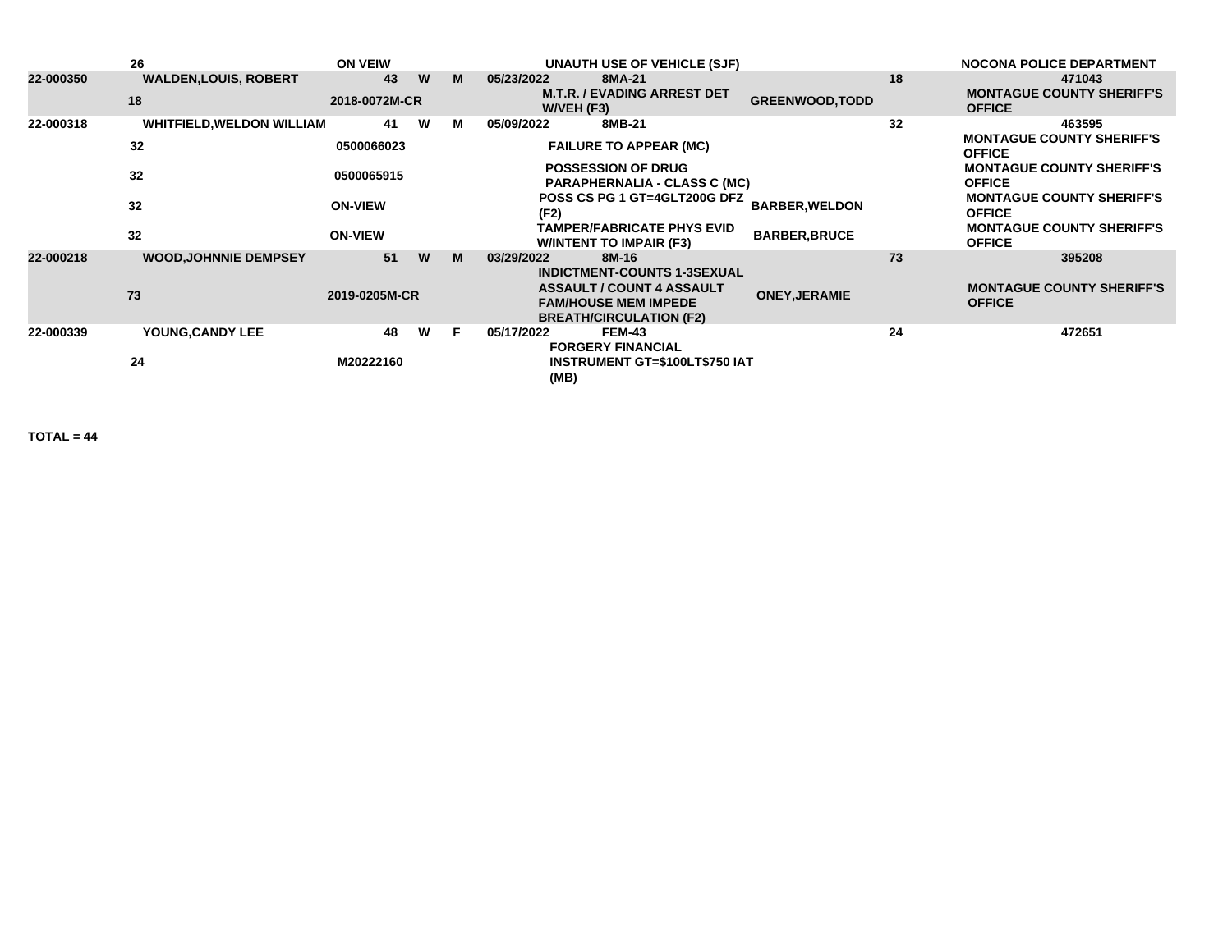| | | | | | | | | | | |
|---|---|---|---|---|---|---|---|---|---|---|
| | 26 | ON VEIW | | | | | UNAUTH USE OF VEHICLE (SJF) | | | NOCONA POLICE DEPARTMENT |
| 22-000350 | WALDEN,LOUIS, ROBERT | 43 | W | M | 05/23/2022 | 8MA-21 | | | 18 | 471043 |
| | 18 | 2018-0072M-CR | | | | | M.T.R. / EVADING ARREST DET W/VEH (F3) | GREENWOOD,TODD | | MONTAGUE COUNTY SHERIFF'S OFFICE |
| 22-000318 | WHITFIELD,WELDON WILLIAM | 41 | W | M | 05/09/2022 | 8MB-21 | | | 32 | 463595 |
| | 32 | 0500066023 | | | | | FAILURE TO APPEAR (MC) | | | MONTAGUE COUNTY SHERIFF'S OFFICE |
| | 32 | 0500065915 | | | | | POSSESSION OF DRUG PARAPHERNALIA - CLASS C (MC) | | | MONTAGUE COUNTY SHERIFF'S OFFICE |
| | 32 | ON-VIEW | | | | | POSS CS PG 1 GT=4GLT200G DFZ (F2) | BARBER,WELDON | | MONTAGUE COUNTY SHERIFF'S OFFICE |
| | 32 | ON-VIEW | | | | | TAMPER/FABRICATE PHYS EVID W/INTENT TO IMPAIR (F3) | BARBER,BRUCE | | MONTAGUE COUNTY SHERIFF'S OFFICE |
| 22-000218 | WOOD,JOHNNIE DEMPSEY | 51 | W | M | 03/29/2022 | 8M-16 | | | 73 | 395208 |
| | 73 | 2019-0205M-CR | | | | | INDICTMENT-COUNTS 1-3SEXUAL ASSAULT / COUNT 4 ASSAULT FAM/HOUSE MEM IMPEDE BREATH/CIRCULATION (F2) | ONEY,JERAMIE | | MONTAGUE COUNTY SHERIFF'S OFFICE |
| 22-000339 | YOUNG,CANDY LEE | 48 | W | F | 05/17/2022 | FEM-43 | | | 24 | 472651 |
| | 24 | M20222160 | | | | | FORGERY FINANCIAL INSTRUMENT GT=$100LT$750 IAT (MB) | | | |

TOTAL = 44